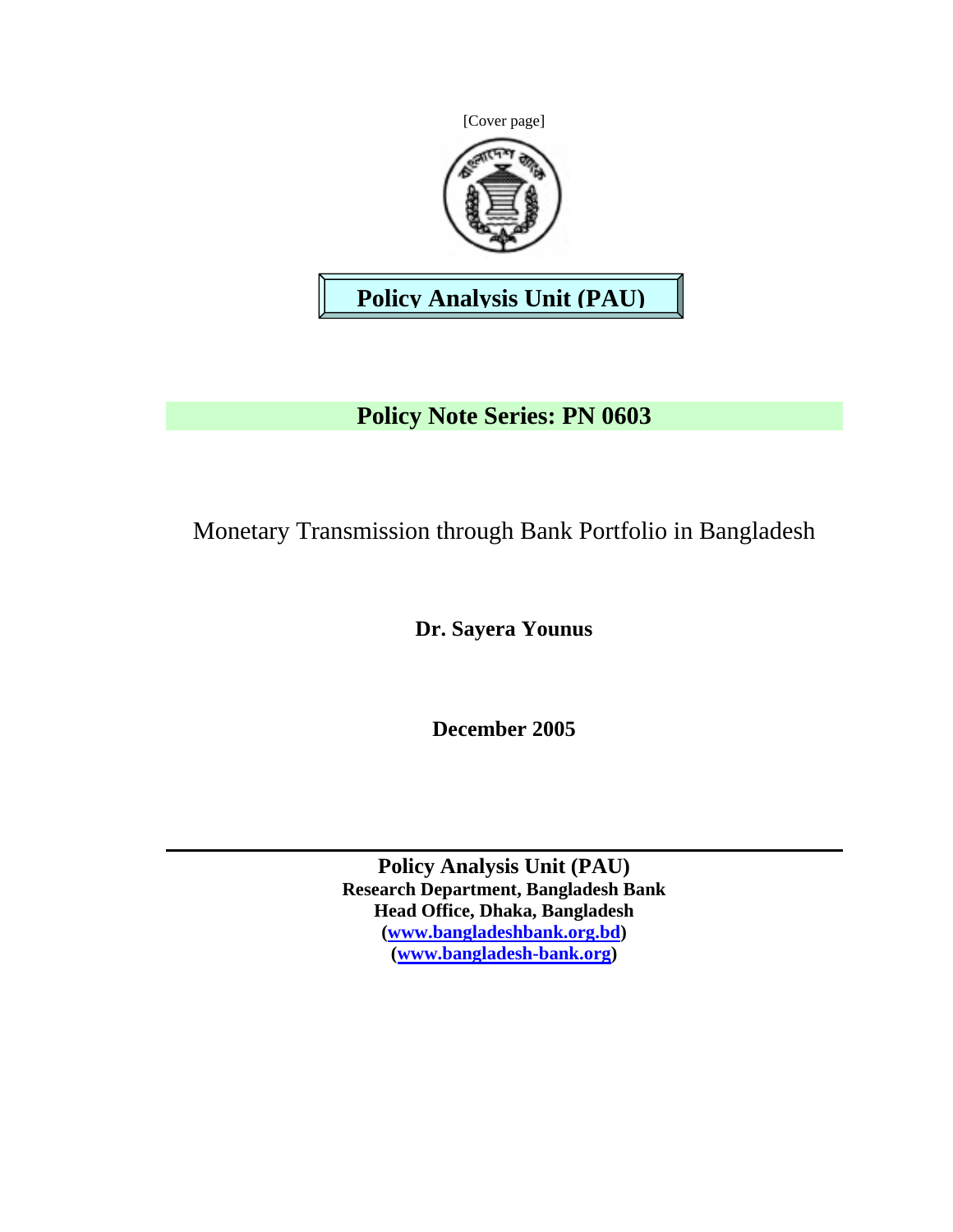[Cover page]

**Policy Analysis Unit (PAU)**

# Policy Note Series: PN 0603

Monetary Transmission through Bank Portfolio in Bangladesh

**Dr. Sayera Younus**

**December 2005**

---

**Policy Analysis Unit (PAU)**
**Research Department, Bangladesh Bank**
**Head Office, Dhaka, Bangladesh**
**([www.bangladeshbank.org.bd](http://www.bangladeshbank.org.bd))**
**([www.bangladesh-bank.org](http://www.bangladesh-bank.org))**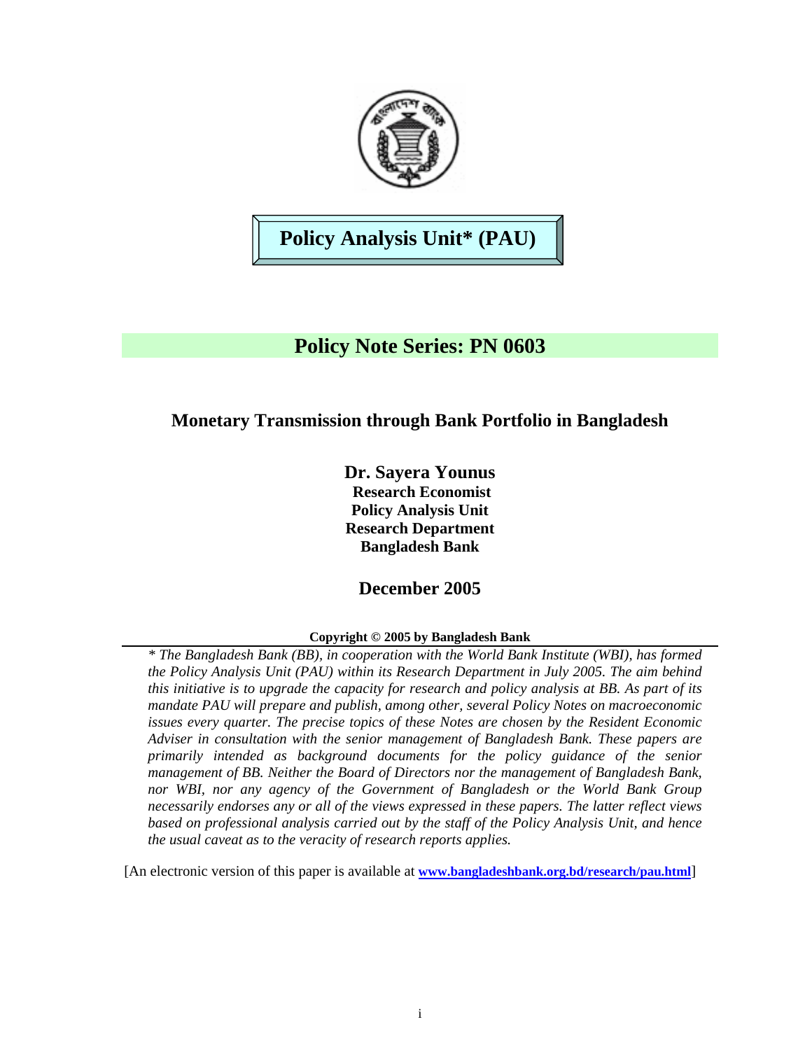# Policy Analysis Unit* (PAU)

## Policy Note Series: PN 0603

### Monetary Transmission through Bank Portfolio in Bangladesh

**Dr. Sayera Younus**
**Research Economist**
**Policy Analysis Unit**
**Research Department**
**Bangladesh Bank**

**December 2005**

**Copyright © 2005 by Bangladesh Bank**

*\* The Bangladesh Bank (BB), in cooperation with the World Bank Institute (WBI), has formed the Policy Analysis Unit (PAU) within its Research Department in July 2005. The aim behind this initiative is to upgrade the capacity for research and policy analysis at BB. As part of its mandate PAU will prepare and publish, among other, several Policy Notes on macroeconomic issues every quarter. The precise topics of these Notes are chosen by the Resident Economic Adviser in consultation with the senior management of Bangladesh Bank. These papers are primarily intended as background documents for the policy guidance of the senior management of BB. Neither the Board of Directors nor the management of Bangladesh Bank, nor WBI, nor any agency of the Government of Bangladesh or the World Bank Group necessarily endorses any or all of the views expressed in these papers. The latter reflect views based on professional analysis carried out by the staff of the Policy Analysis Unit, and hence the usual caveat as to the veracity of research reports applies.*

[An electronic version of this paper is available at **www.bangladeshbank.org.bd/research/pau.html**]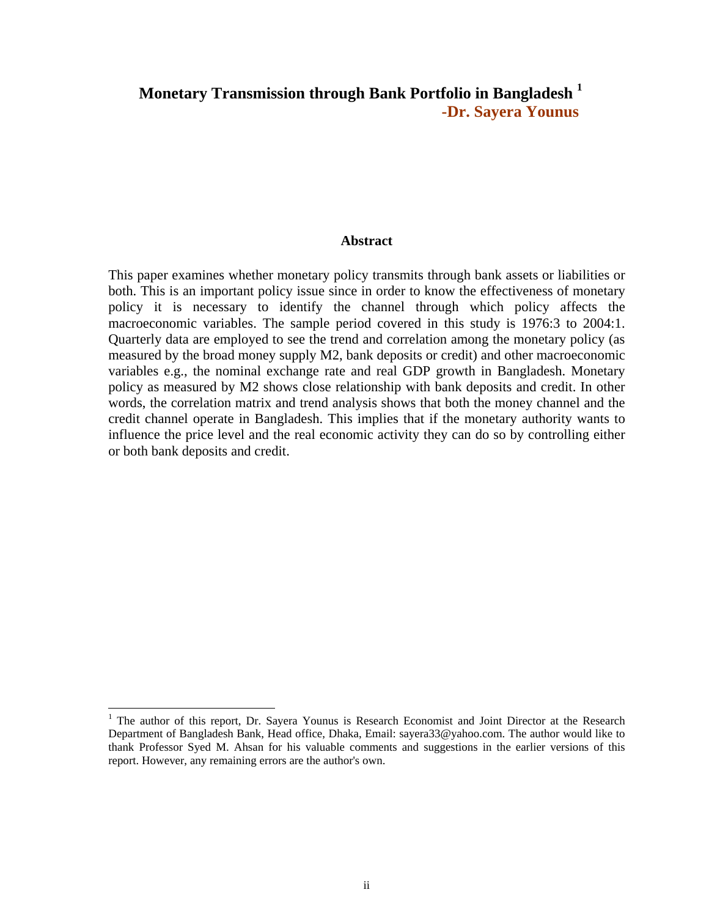# Monetary Transmission through Bank Portfolio in Bangladesh [1]

**-Dr. Sayera Younus**

## Abstract

This paper examines whether monetary policy transmits through bank assets or liabilities or both. This is an important policy issue since in order to know the effectiveness of monetary policy it is necessary to identify the channel through which policy affects the macroeconomic variables. The sample period covered in this study is 1976:3 to 2004:1. Quarterly data are employed to see the trend and correlation among the monetary policy (as measured by the broad money supply M2, bank deposits or credit) and other macroeconomic variables e.g., the nominal exchange rate and real GDP growth in Bangladesh. Monetary policy as measured by M2 shows close relationship with bank deposits and credit. In other words, the correlation matrix and trend analysis shows that both the money channel and the credit channel operate in Bangladesh. This implies that if the monetary authority wants to influence the price level and the real economic activity they can do so by controlling either or both bank deposits and credit.

---

[1] The author of this report, Dr. Sayera Younus is Research Economist and Joint Director at the Research Department of Bangladesh Bank, Head office, Dhaka, Email: sayera33@yahoo.com. The author would like to thank Professor Syed M. Ahsan for his valuable comments and suggestions in the earlier versions of this report. However, any remaining errors are the author's own.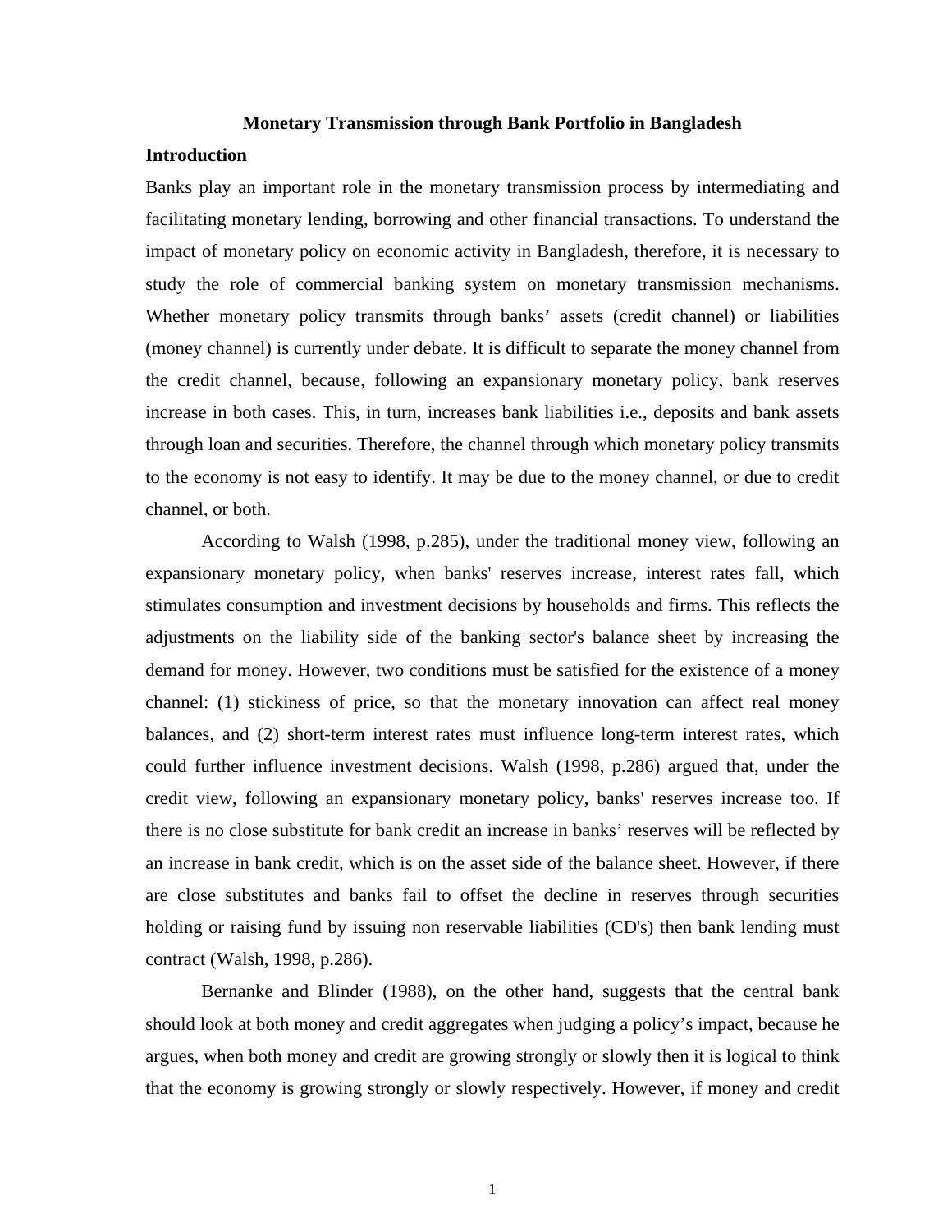**Monetary Transmission through Bank Portfolio in Bangladesh**

## Introduction

Banks play an important role in the monetary transmission process by intermediating and facilitating monetary lending, borrowing and other financial transactions. To understand the impact of monetary policy on economic activity in Bangladesh, therefore, it is necessary to study the role of commercial banking system on monetary transmission mechanisms. Whether monetary policy transmits through banks' assets (credit channel) or liabilities (money channel) is currently under debate. It is difficult to separate the money channel from the credit channel, because, following an expansionary monetary policy, bank reserves increase in both cases. This, in turn, increases bank liabilities i.e., deposits and bank assets through loan and securities. Therefore, the channel through which monetary policy transmits to the economy is not easy to identify. It may be due to the money channel, or due to credit channel, or both.

According to Walsh (1998, p.285), under the traditional money view, following an expansionary monetary policy, when banks' reserves increase, interest rates fall, which stimulates consumption and investment decisions by households and firms. This reflects the adjustments on the liability side of the banking sector's balance sheet by increasing the demand for money. However, two conditions must be satisfied for the existence of a money channel: (1) stickiness of price, so that the monetary innovation can affect real money balances, and (2) short-term interest rates must influence long-term interest rates, which could further influence investment decisions. Walsh (1998, p.286) argued that, under the credit view, following an expansionary monetary policy, banks' reserves increase too. If there is no close substitute for bank credit an increase in banks' reserves will be reflected by an increase in bank credit, which is on the asset side of the balance sheet. However, if there are close substitutes and banks fail to offset the decline in reserves through securities holding or raising fund by issuing non reservable liabilities (CD's) then bank lending must contract (Walsh, 1998, p.286).

Bernanke and Blinder (1988), on the other hand, suggests that the central bank should look at both money and credit aggregates when judging a policy's impact, because he argues, when both money and credit are growing strongly or slowly then it is logical to think that the economy is growing strongly or slowly respectively. However, if money and credit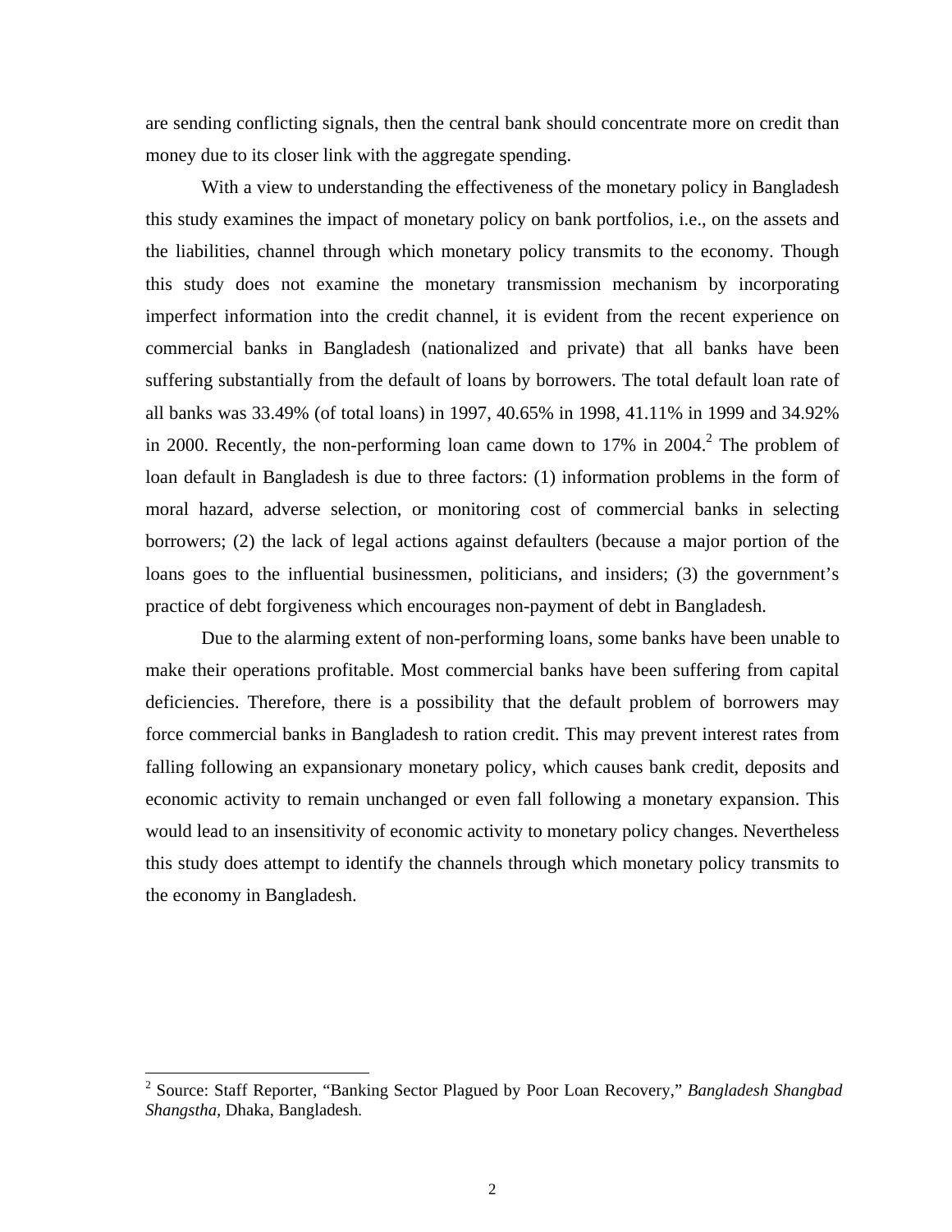are sending conflicting signals, then the central bank should concentrate more on credit than money due to its closer link with the aggregate spending.

With a view to understanding the effectiveness of the monetary policy in Bangladesh this study examines the impact of monetary policy on bank portfolios, i.e., on the assets and the liabilities, channel through which monetary policy transmits to the economy. Though this study does not examine the monetary transmission mechanism by incorporating imperfect information into the credit channel, it is evident from the recent experience on commercial banks in Bangladesh (nationalized and private) that all banks have been suffering substantially from the default of loans by borrowers. The total default loan rate of all banks was 33.49% (of total loans) in 1997, 40.65% in 1998, 41.11% in 1999 and 34.92% in 2000. Recently, the non-performing loan came down to 17% in 2004.[2] The problem of loan default in Bangladesh is due to three factors: (1) information problems in the form of moral hazard, adverse selection, or monitoring cost of commercial banks in selecting borrowers; (2) the lack of legal actions against defaulters (because a major portion of the loans goes to the influential businessmen, politicians, and insiders; (3) the government's practice of debt forgiveness which encourages non-payment of debt in Bangladesh.

Due to the alarming extent of non-performing loans, some banks have been unable to make their operations profitable. Most commercial banks have been suffering from capital deficiencies. Therefore, there is a possibility that the default problem of borrowers may force commercial banks in Bangladesh to ration credit. This may prevent interest rates from falling following an expansionary monetary policy, which causes bank credit, deposits and economic activity to remain unchanged or even fall following a monetary expansion. This would lead to an insensitivity of economic activity to monetary policy changes. Nevertheless this study does attempt to identify the channels through which monetary policy transmits to the economy in Bangladesh.

---

[2] Source: Staff Reporter, "Banking Sector Plagued by Poor Loan Recovery," *Bangladesh Shangbad Shangstha*, Dhaka, Bangladesh.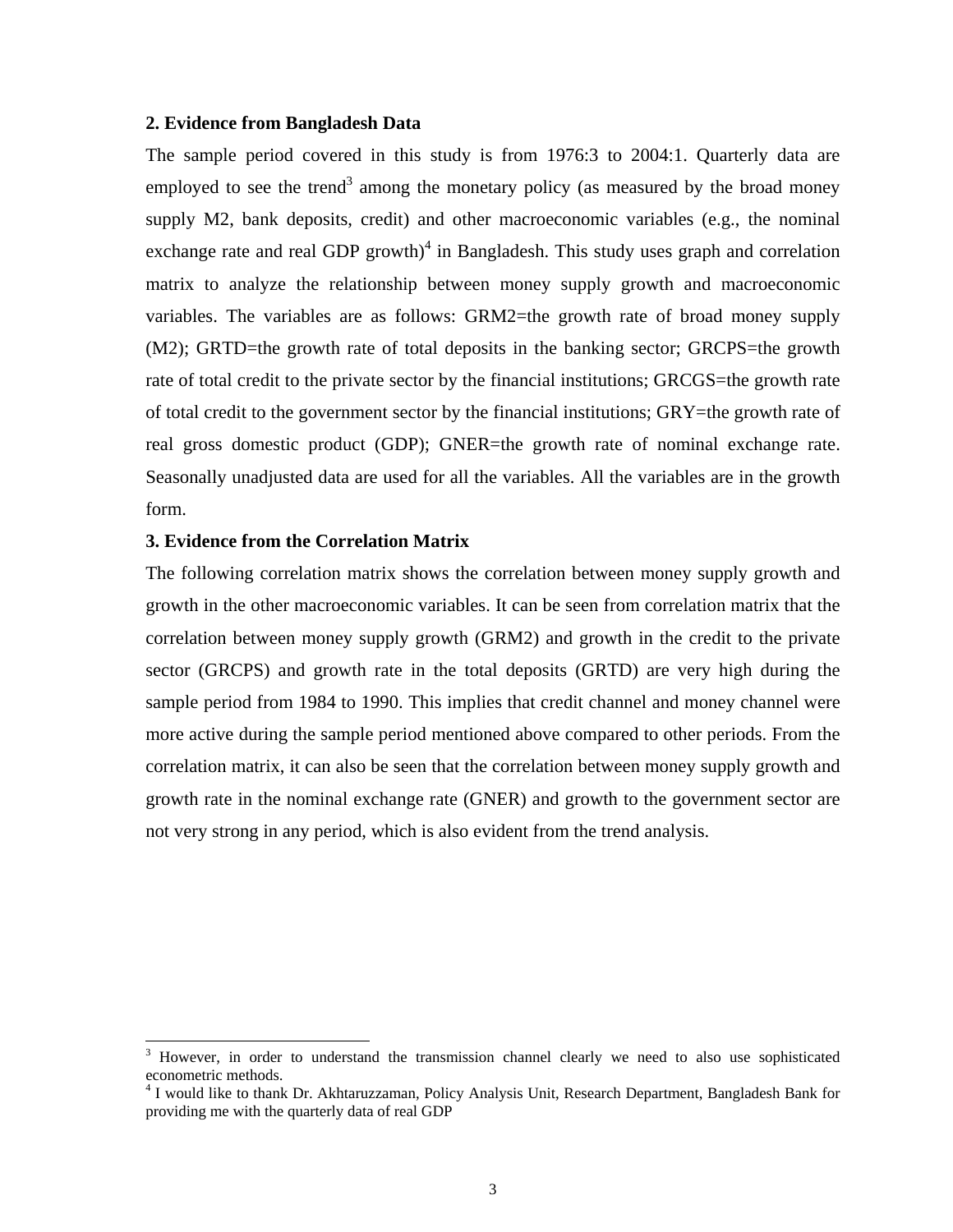## 2. Evidence from Bangladesh Data

The sample period covered in this study is from 1976:3 to 2004:1. Quarterly data are employed to see the trend[3] among the monetary policy (as measured by the broad money supply M2, bank deposits, credit) and other macroeconomic variables (e.g., the nominal exchange rate and real GDP growth)[4] in Bangladesh. This study uses graph and correlation matrix to analyze the relationship between money supply growth and macroeconomic variables. The variables are as follows: GRM2=the growth rate of broad money supply (M2); GRTD=the growth rate of total deposits in the banking sector; GRCPS=the growth rate of total credit to the private sector by the financial institutions; GRCGS=the growth rate of total credit to the government sector by the financial institutions; GRY=the growth rate of real gross domestic product (GDP); GNER=the growth rate of nominal exchange rate. Seasonally unadjusted data are used for all the variables. All the variables are in the growth form.

## 3. Evidence from the Correlation Matrix

The following correlation matrix shows the correlation between money supply growth and growth in the other macroeconomic variables. It can be seen from correlation matrix that the correlation between money supply growth (GRM2) and growth in the credit to the private sector (GRCPS) and growth rate in the total deposits (GRTD) are very high during the sample period from 1984 to 1990. This implies that credit channel and money channel were more active during the sample period mentioned above compared to other periods. From the correlation matrix, it can also be seen that the correlation between money supply growth and growth rate in the nominal exchange rate (GNER) and growth to the government sector are not very strong in any period, which is also evident from the trend analysis.

---

[3] However, in order to understand the transmission channel clearly we need to also use sophisticated econometric methods.

[4] I would like to thank Dr. Akhtaruzzaman, Policy Analysis Unit, Research Department, Bangladesh Bank for providing me with the quarterly data of real GDP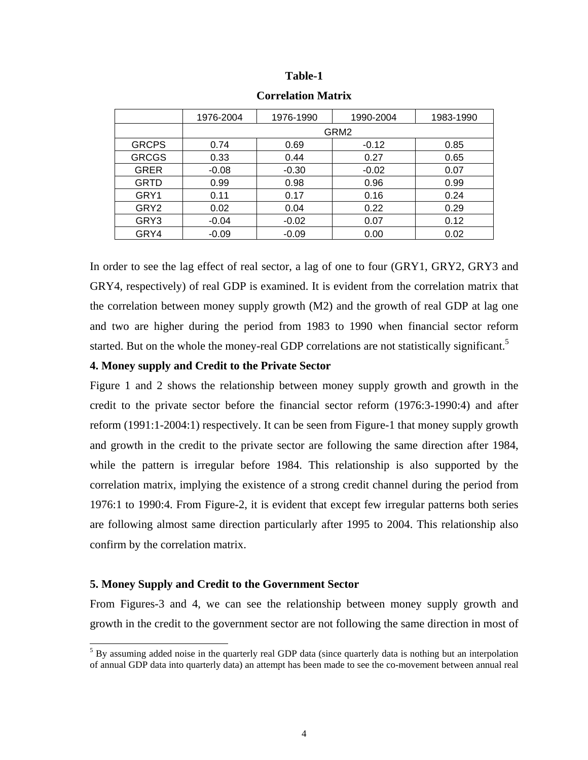**Table-1**

**Correlation Matrix**

| | 1976-2004 | 1976-1990 | 1990-2004 | 1983-1990 |
|---|---|---|---|---|
| | GRM2 | | | |
| GRCPS | 0.74 | 0.69 | -0.12 | 0.85 |
| GRCGS | 0.33 | 0.44 | 0.27 | 0.65 |
| GRER | -0.08 | -0.30 | -0.02 | 0.07 |
| GRTD | 0.99 | 0.98 | 0.96 | 0.99 |
| GRY1 | 0.11 | 0.17 | 0.16 | 0.24 |
| GRY2 | 0.02 | 0.04 | 0.22 | 0.29 |
| GRY3 | -0.04 | -0.02 | 0.07 | 0.12 |
| GRY4 | -0.09 | -0.09 | 0.00 | 0.02 |

In order to see the lag effect of real sector, a lag of one to four (GRY1, GRY2, GRY3 and GRY4, respectively) of real GDP is examined. It is evident from the correlation matrix that the correlation between money supply growth (M2) and the growth of real GDP at lag one and two are higher during the period from 1983 to 1990 when financial sector reform started. But on the whole the money-real GDP correlations are not statistically significant.[5]

**4. Money supply and Credit to the Private Sector**

Figure 1 and 2 shows the relationship between money supply growth and growth in the credit to the private sector before the financial sector reform (1976:3-1990:4) and after reform (1991:1-2004:1) respectively. It can be seen from Figure-1 that money supply growth and growth in the credit to the private sector are following the same direction after 1984, while the pattern is irregular before 1984. This relationship is also supported by the correlation matrix, implying the existence of a strong credit channel during the period from 1976:1 to 1990:4. From Figure-2, it is evident that except few irregular patterns both series are following almost same direction particularly after 1995 to 2004. This relationship also confirm by the correlation matrix.

**5. Money Supply and Credit to the Government Sector**

From Figures-3 and 4, we can see the relationship between money supply growth and growth in the credit to the government sector are not following the same direction in most of

[5] By assuming added noise in the quarterly real GDP data (since quarterly data is nothing but an interpolation of annual GDP data into quarterly data) an attempt has been made to see the co-movement between annual real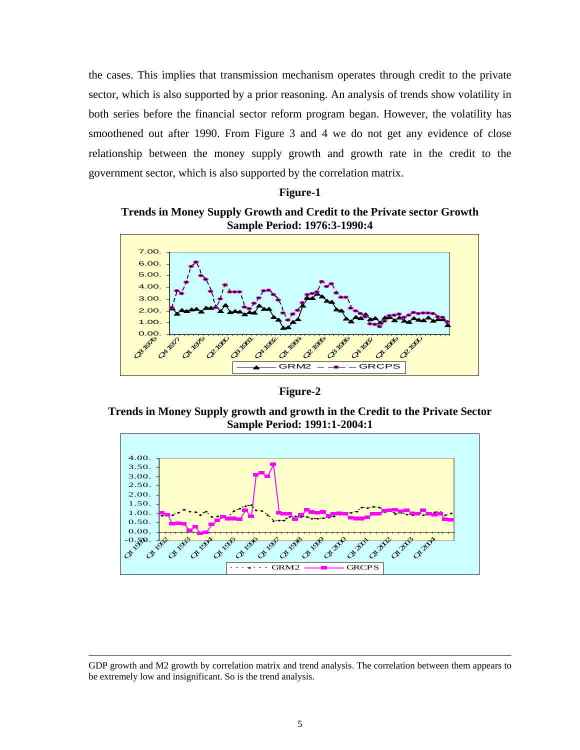the cases. This implies that transmission mechanism operates through credit to the private sector, which is also supported by a prior reasoning. An analysis of trends show volatility in both series before the financial sector reform program began. However, the volatility has smoothened out after 1990. From Figure 3 and 4 we do not get any evidence of close relationship between the money supply growth and growth rate in the credit to the government sector, which is also supported by the correlation matrix.

**Figure-1**

**Trends in Money Supply Growth and Credit to the Private sector Growth Sample Period: 1976:3-1990:4**

**Figure-2**

**Trends in Money Supply growth and growth in the Credit to the Private Sector Sample Period: 1991:1-2004:1**

---

GDP growth and M2 growth by correlation matrix and trend analysis. The correlation between them appears to be extremely low and insignificant. So is the trend analysis.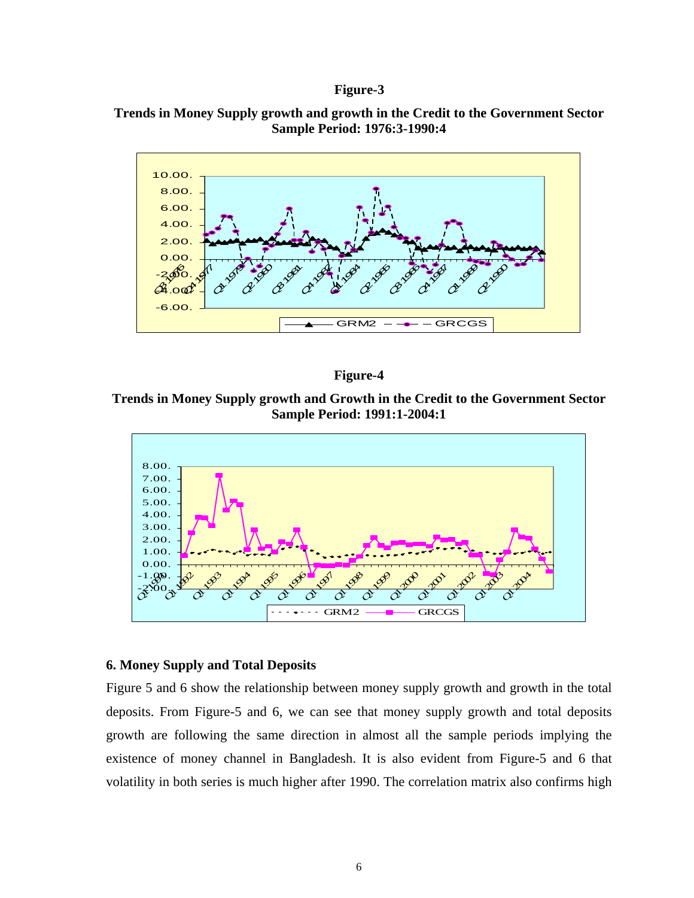**Figure-3**

**Trends in Money Supply growth and growth in the Credit to the Government Sector**
**Sample Period: 1976:3-1990:4**

**Figure-4**

**Trends in Money Supply growth and Growth in the Credit to the Government Sector**
**Sample Period: 1991:1-2004:1**

### 6. Money Supply and Total Deposits

Figure 5 and 6 show the relationship between money supply growth and growth in the total deposits. From Figure-5 and 6, we can see that money supply growth and total deposits growth are following the same direction in almost all the sample periods implying the existence of money channel in Bangladesh. It is also evident from Figure-5 and 6 that volatility in both series is much higher after 1990. The correlation matrix also confirms high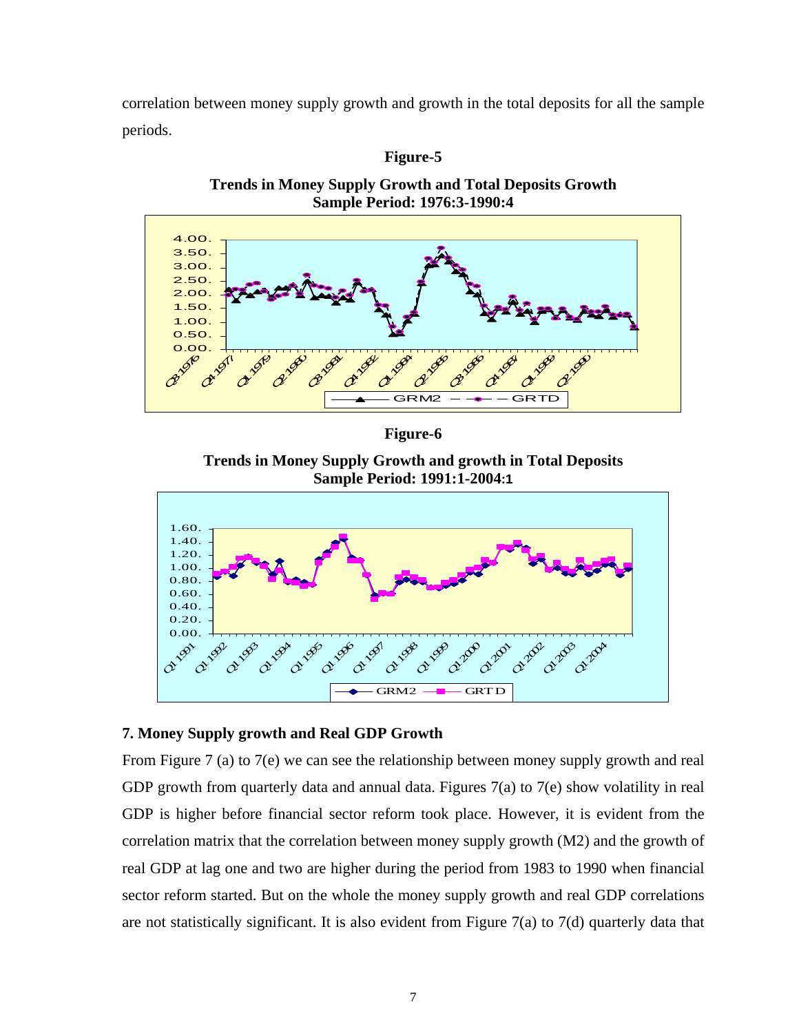correlation between money supply growth and growth in the total deposits for all the sample periods.

**Figure-5**

**Trends in Money Supply Growth and Total Deposits Growth**
**Sample Period: 1976:3-1990:4**

**Figure-6**

**Trends in Money Supply Growth and growth in Total Deposits**
**Sample Period: 1991:1-2004:1**

## 7. Money Supply growth and Real GDP Growth

From Figure 7 (a) to 7(e) we can see the relationship between money supply growth and real GDP growth from quarterly data and annual data. Figures 7(a) to 7(e) show volatility in real GDP is higher before financial sector reform took place. However, it is evident from the correlation matrix that the correlation between money supply growth (M2) and the growth of real GDP at lag one and two are higher during the period from 1983 to 1990 when financial sector reform started. But on the whole the money supply growth and real GDP correlations are not statistically significant. It is also evident from Figure 7(a) to 7(d) quarterly data that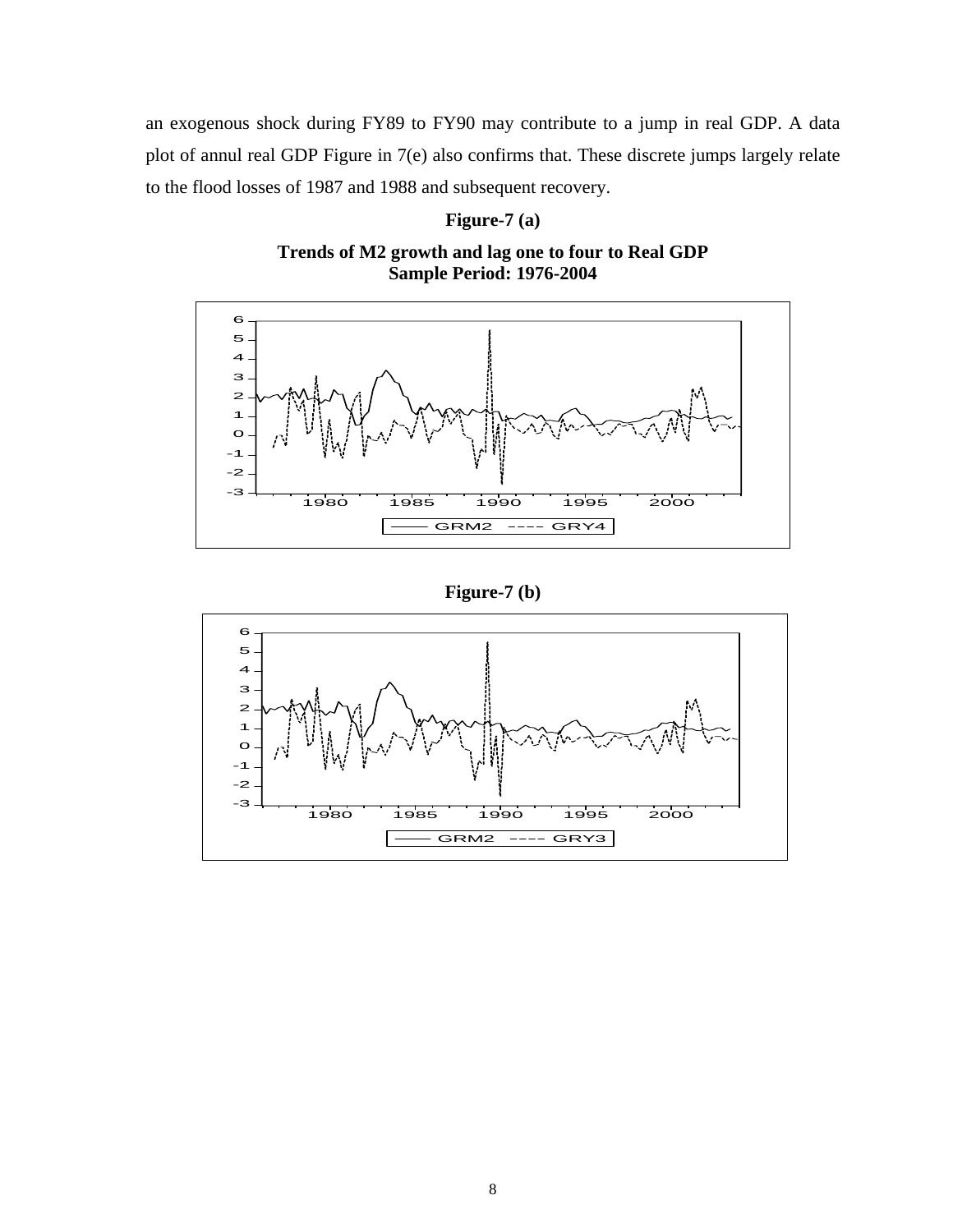an exogenous shock during FY89 to FY90 may contribute to a jump in real GDP. A data plot of annul real GDP Figure in 7(e) also confirms that. These discrete jumps largely relate to the flood losses of 1987 and 1988 and subsequent recovery.

**Figure-7 (a)**

**Trends of M2 growth and lag one to four to Real GDP**
**Sample Period: 1976-2004**

**Figure-7 (b)**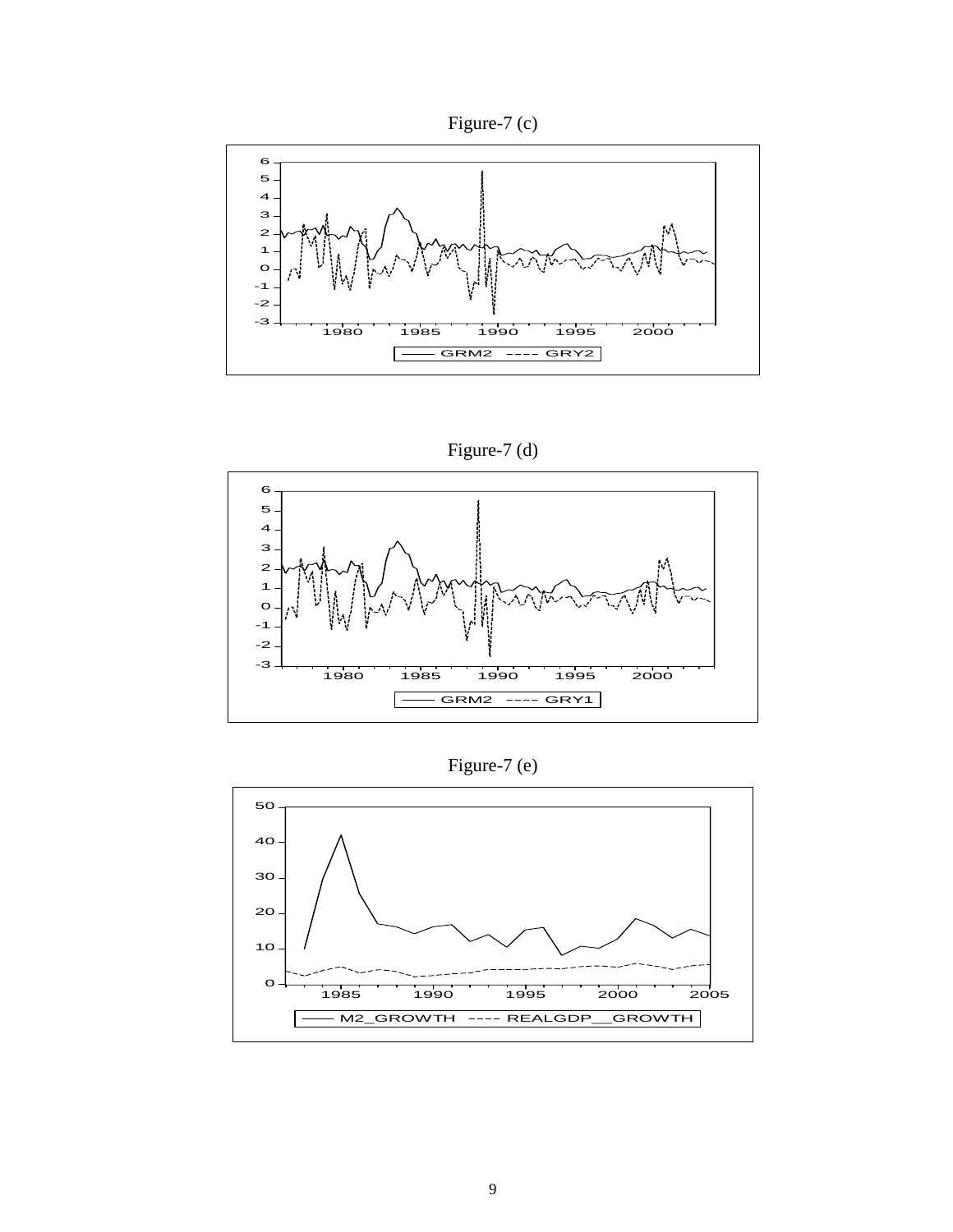Figure-7 (c)

Figure-7 (d)

Figure-7 (e)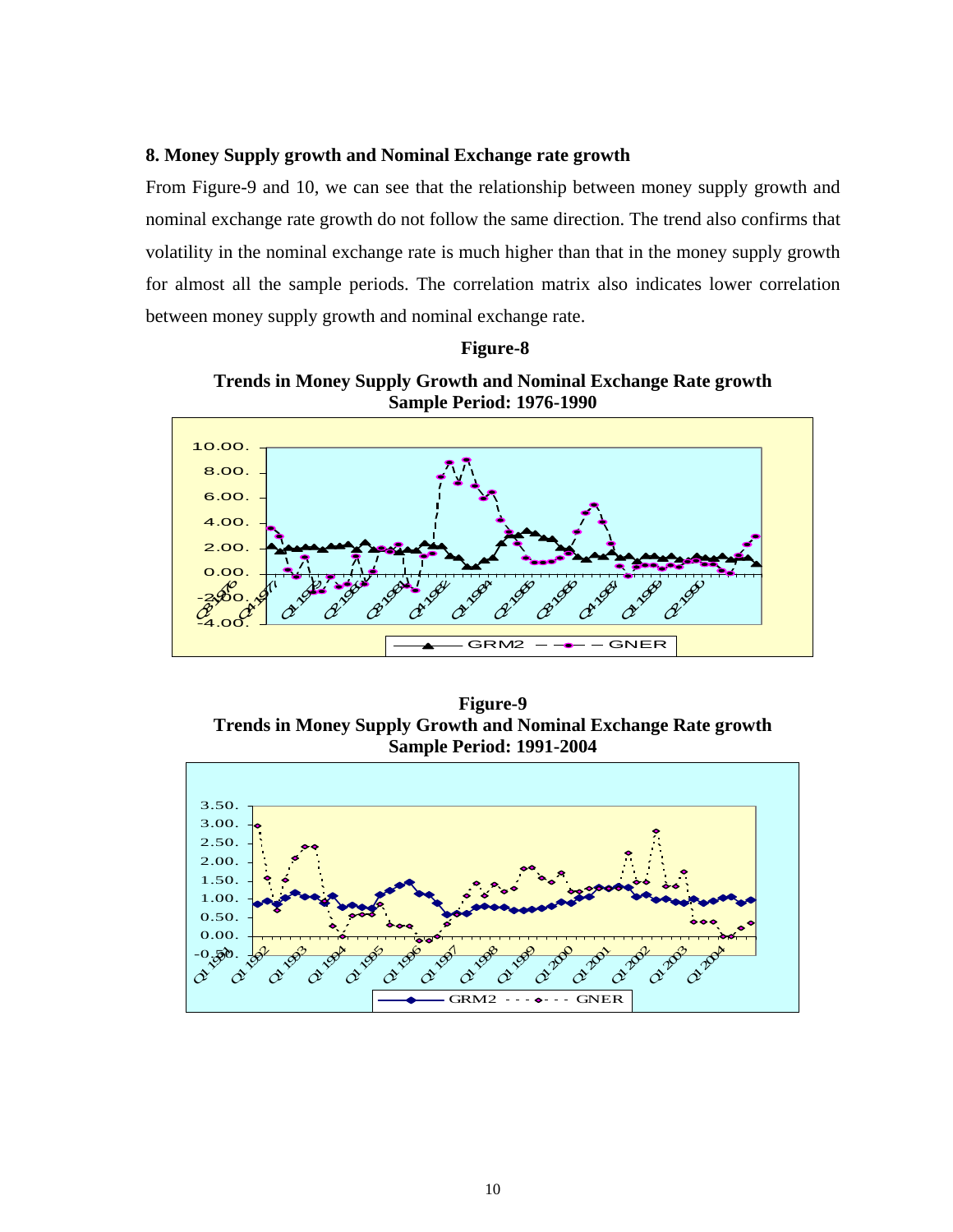### 8. Money Supply growth and Nominal Exchange rate growth

From Figure-9 and 10, we can see that the relationship between money supply growth and nominal exchange rate growth do not follow the same direction. The trend also confirms that volatility in the nominal exchange rate is much higher than that in the money supply growth for almost all the sample periods. The correlation matrix also indicates lower correlation between money supply growth and nominal exchange rate.

**Figure-8**

**Trends in Money Supply Growth and Nominal Exchange Rate growth**
**Sample Period: 1976-1990**

**Figure-9**
**Trends in Money Supply Growth and Nominal Exchange Rate growth**
**Sample Period: 1991-2004**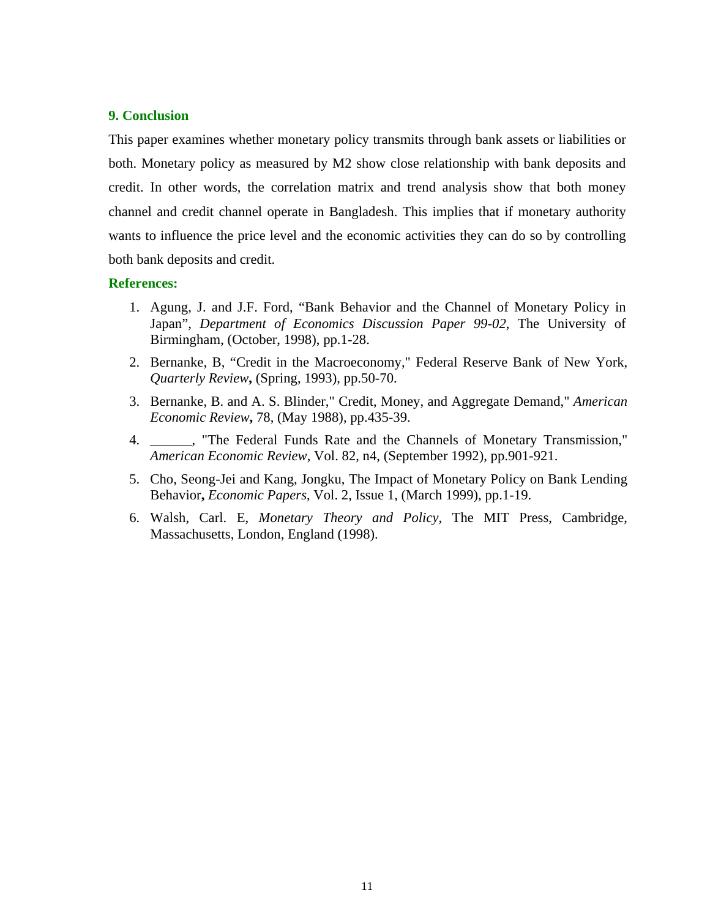## 9. Conclusion

This paper examines whether monetary policy transmits through bank assets or liabilities or both. Monetary policy as measured by M2 show close relationship with bank deposits and credit. In other words, the correlation matrix and trend analysis show that both money channel and credit channel operate in Bangladesh. This implies that if monetary authority wants to influence the price level and the economic activities they can do so by controlling both bank deposits and credit.

## References:

1. Agung, J. and J.F. Ford, "Bank Behavior and the Channel of Monetary Policy in Japan", *Department of Economics Discussion Paper 99-02*, The University of Birmingham, (October, 1998), pp.1-28.
2. Bernanke, B, "Credit in the Macroeconomy," Federal Reserve Bank of New York, *Quarterly Review***,** (Spring, 1993), pp.50-70.
3. Bernanke, B. and A. S. Blinder," Credit, Money, and Aggregate Demand," *American Economic Review***,** 78, (May 1988), pp.435-39.
4. ______, "The Federal Funds Rate and the Channels of Monetary Transmission," *American Economic Review*, Vol. 82, n4, (September 1992), pp.901-921.
5. Cho, Seong-Jei and Kang, Jongku, The Impact of Monetary Policy on Bank Lending Behavior**,** *Economic Papers*, Vol. 2, Issue 1, (March 1999), pp.1-19.
6. Walsh, Carl. E, *Monetary Theory and Policy*, The MIT Press, Cambridge, Massachusetts, London, England (1998).